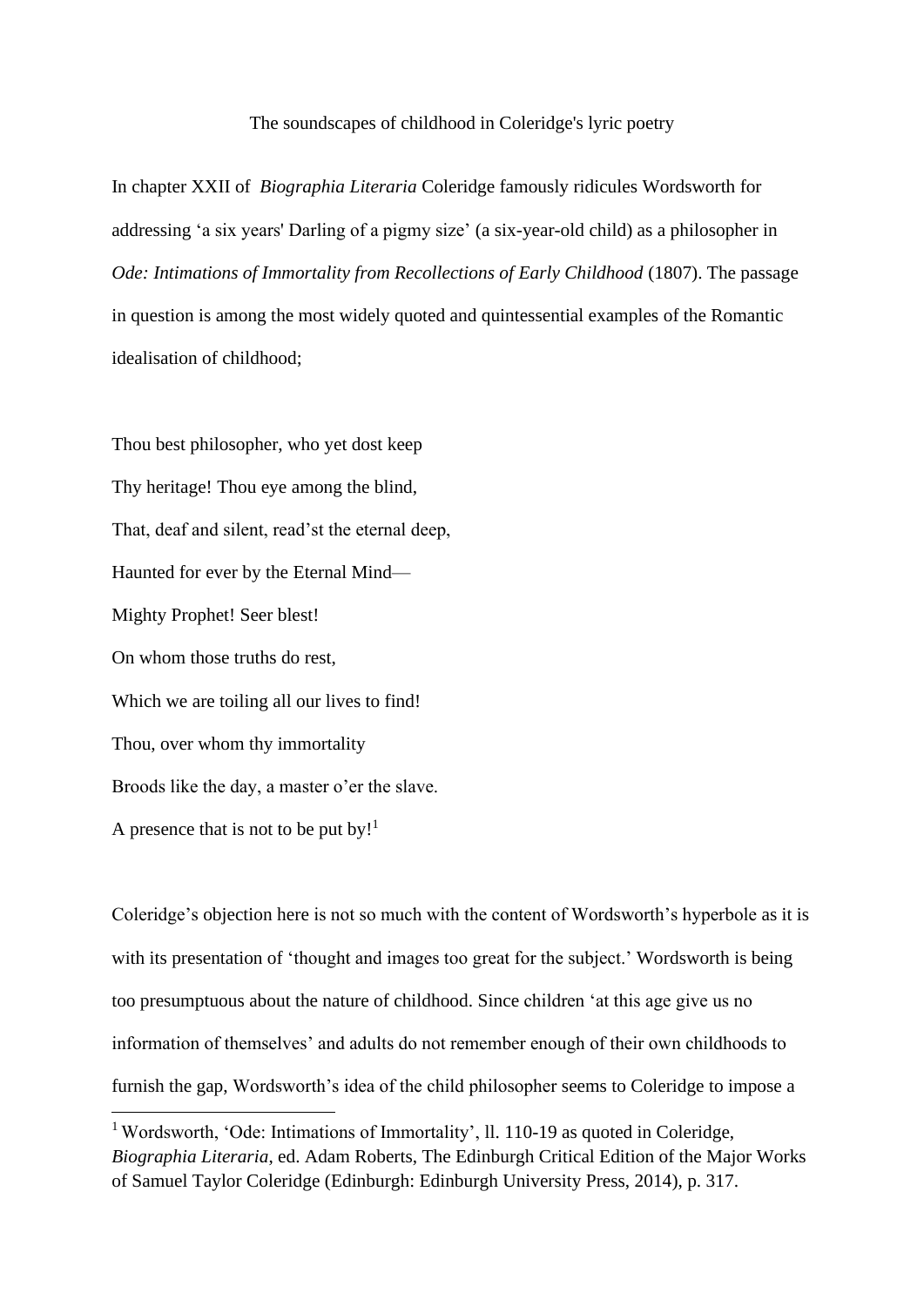# The soundscapes of childhood in Coleridge's lyric poetry

In chapter XXII of *Biographia Literaria* Coleridge famously ridicules Wordsworth for addressing 'a six years' Darling of a pigmy size' (a six-year-old child) as a philosopher in *Ode: Intimations of Immortality from Recollections of Early Childhood* (1807). The passage in question is among the most widely quoted and quintessential examples of the Romantic idealisation of childhood;

Thou best philosopher, who yet dost keep
Thy heritage! Thou eye among the blind,
That, deaf and silent, read'st the eternal deep,
Haunted for ever by the Eternal Mind—
Mighty Prophet! Seer blest!
On whom those truths do rest,
Which we are toiling all our lives to find!
Thou, over whom thy immortality
Broods like the day, a master o'er the slave.
A presence that is not to be put by![1]

Coleridge's objection here is not so much with the content of Wordsworth's hyperbole as it is with its presentation of 'thought and images too great for the subject.' Wordsworth is being too presumptuous about the nature of childhood. Since children 'at this age give us no information of themselves' and adults do not remember enough of their own childhoods to furnish the gap, Wordsworth's idea of the child philosopher seems to Coleridge to impose a

[1] Wordsworth, 'Ode: Intimations of Immortality', ll. 110-19 as quoted in Coleridge, *Biographia Literaria*, ed. Adam Roberts, The Edinburgh Critical Edition of the Major Works of Samuel Taylor Coleridge (Edinburgh: Edinburgh University Press, 2014), p. 317.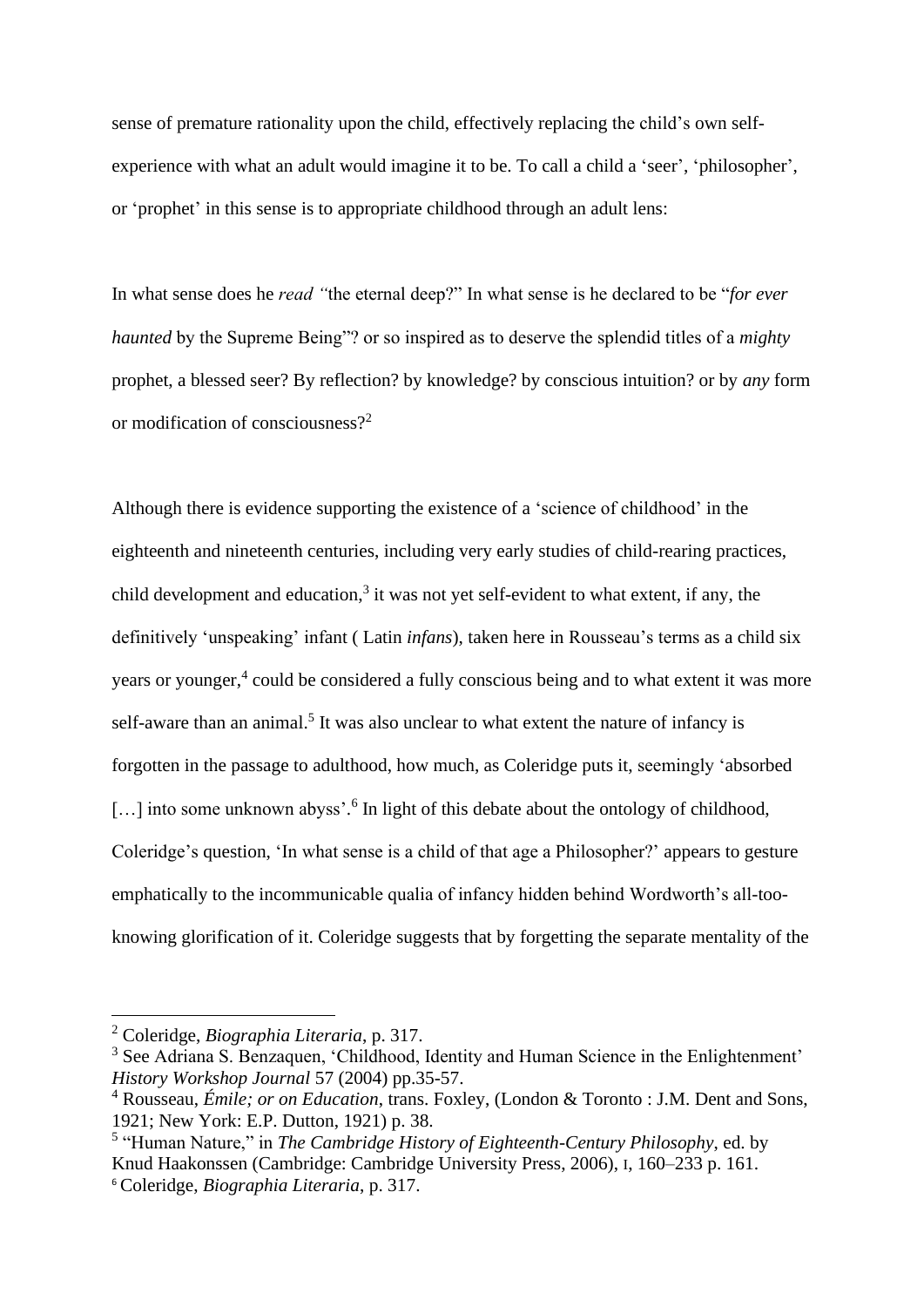sense of premature rationality upon the child, effectively replacing the child's own self-experience with what an adult would imagine it to be. To call a child a 'seer', 'philosopher', or 'prophet' in this sense is to appropriate childhood through an adult lens:

In what sense does he *read "*the eternal deep?" In what sense is he declared to be "*for ever haunted* by the Supreme Being"? or so inspired as to deserve the splendid titles of a *mighty* prophet, a blessed seer? By reflection? by knowledge? by conscious intuition? or by *any* form or modification of consciousness?[2]

Although there is evidence supporting the existence of a 'science of childhood' in the eighteenth and nineteenth centuries, including very early studies of child-rearing practices, child development and education,[3] it was not yet self-evident to what extent, if any, the definitively 'unspeaking' infant ( Latin *infans*), taken here in Rousseau's terms as a child six years or younger,[4] could be considered a fully conscious being and to what extent it was more self-aware than an animal.[5] It was also unclear to what extent the nature of infancy is forgotten in the passage to adulthood, how much, as Coleridge puts it, seemingly 'absorbed […] into some unknown abyss'.[6] In light of this debate about the ontology of childhood, Coleridge's question, 'In what sense is a child of that age a Philosopher?' appears to gesture emphatically to the incommunicable qualia of infancy hidden behind Wordworth's all-too-knowing glorification of it. Coleridge suggests that by forgetting the separate mentality of the

[2] Coleridge, *Biographia Literaria*, p. 317.

[3] See Adriana S. Benzaquen, 'Childhood, Identity and Human Science in the Enlightenment' *History Workshop Journal* 57 (2004) pp.35-57.

[4] Rousseau, *Émile; or on Education*, trans. Foxley, (London & Toronto : J.M. Dent and Sons, 1921; New York: E.P. Dutton, 1921) p. 38.

[5] "Human Nature," in *The Cambridge History of Eighteenth-Century Philosophy*, ed. by Knud Haakonssen (Cambridge: Cambridge University Press, 2006), I, 160–233 p. 161.

[6] Coleridge, *Biographia Literaria*, p. 317.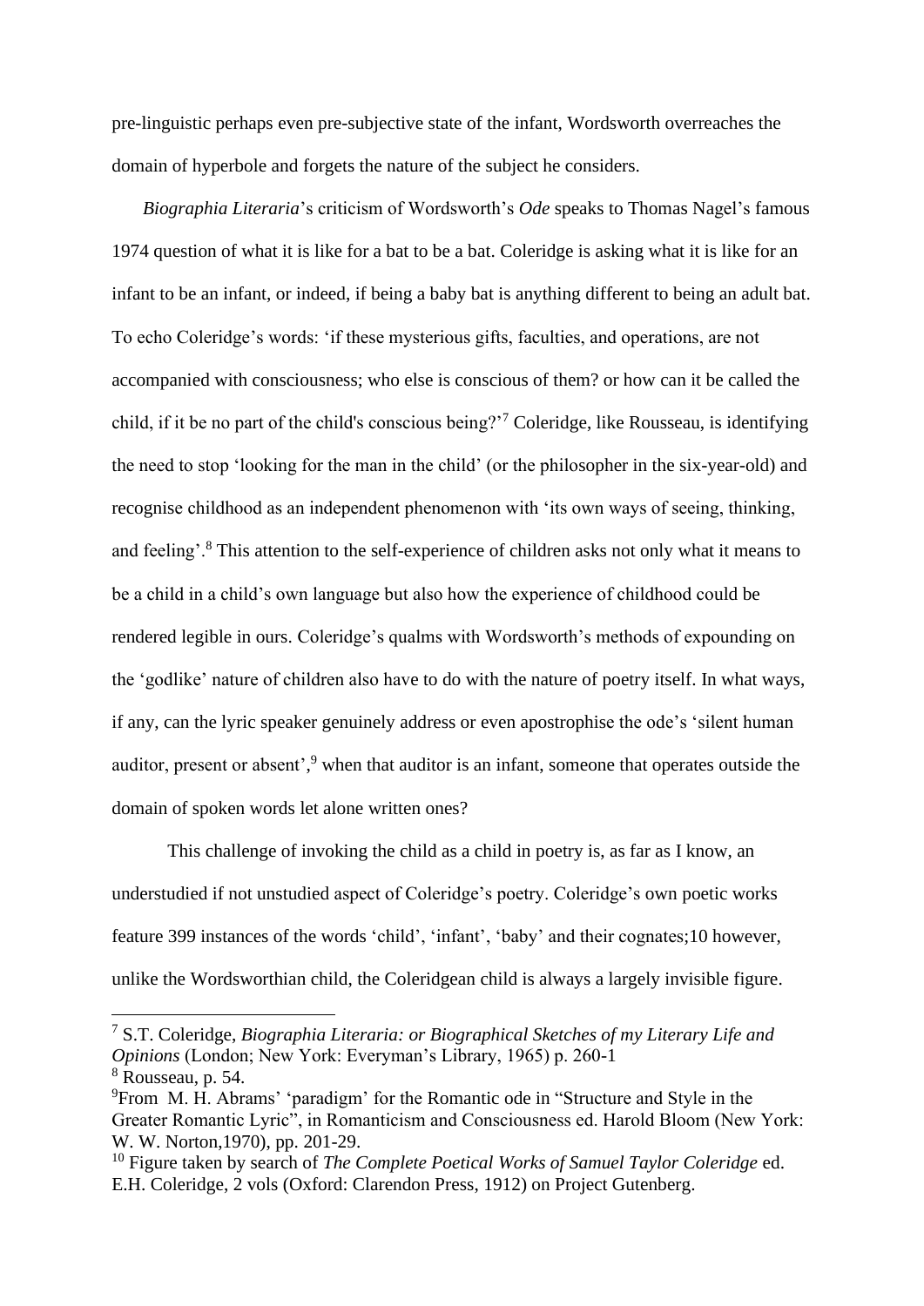pre-linguistic perhaps even pre-subjective state of the infant, Wordsworth overreaches the domain of hyperbole and forgets the nature of the subject he considers.

*Biographia Literaria*'s criticism of Wordsworth's *Ode* speaks to Thomas Nagel's famous 1974 question of what it is like for a bat to be a bat. Coleridge is asking what it is like for an infant to be an infant, or indeed, if being a baby bat is anything different to being an adult bat. To echo Coleridge's words: 'if these mysterious gifts, faculties, and operations, are not accompanied with consciousness; who else is conscious of them? or how can it be called the child, if it be no part of the child's conscious being?'[7] Coleridge, like Rousseau, is identifying the need to stop 'looking for the man in the child' (or the philosopher in the six-year-old) and recognise childhood as an independent phenomenon with 'its own ways of seeing, thinking, and feeling'.[8] This attention to the self-experience of children asks not only what it means to be a child in a child's own language but also how the experience of childhood could be rendered legible in ours. Coleridge's qualms with Wordsworth's methods of expounding on the 'godlike' nature of children also have to do with the nature of poetry itself. In what ways, if any, can the lyric speaker genuinely address or even apostrophise the ode's 'silent human auditor, present or absent',[9] when that auditor is an infant, someone that operates outside the domain of spoken words let alone written ones?

This challenge of invoking the child as a child in poetry is, as far as I know, an understudied if not unstudied aspect of Coleridge's poetry. Coleridge's own poetic works feature 399 instances of the words 'child', 'infant', 'baby' and their cognates;10 however, unlike the Wordsworthian child, the Coleridgean child is always a largely invisible figure.

---

[7] S.T. Coleridge, *Biographia Literaria: or Biographical Sketches of my Literary Life and Opinions* (London; New York: Everyman's Library, 1965) p. 260-1

[8] Rousseau, p. 54.

[9] From M. H. Abrams' 'paradigm' for the Romantic ode in "Structure and Style in the Greater Romantic Lyric", in Romanticism and Consciousness ed. Harold Bloom (New York: W. W. Norton,1970), pp. 201-29.

[10] Figure taken by search of *The Complete Poetical Works of Samuel Taylor Coleridge* ed. E.H. Coleridge, 2 vols (Oxford: Clarendon Press, 1912) on Project Gutenberg.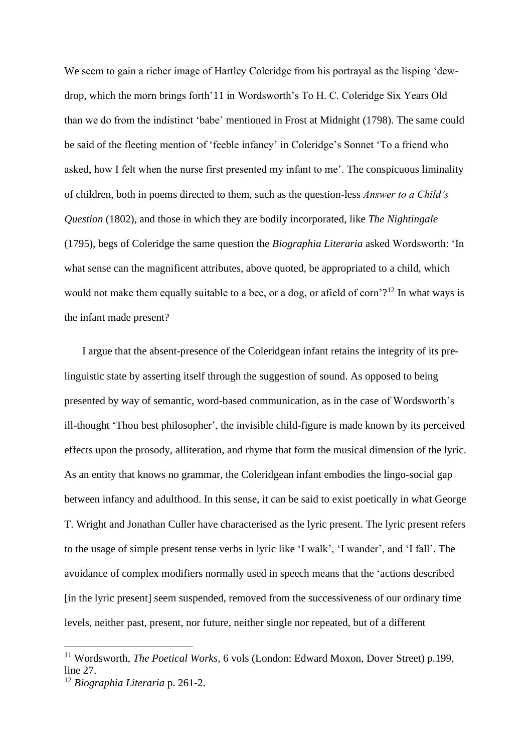We seem to gain a richer image of Hartley Coleridge from his portrayal as the lisping 'dew-drop, which the morn brings forth'11 in Wordsworth's To H. C. Coleridge Six Years Old than we do from the indistinct 'babe' mentioned in Frost at Midnight (1798). The same could be said of the fleeting mention of 'feeble infancy' in Coleridge's Sonnet 'To a friend who asked, how I felt when the nurse first presented my infant to me'. The conspicuous liminality of children, both in poems directed to them, such as the question-less *Answer to a Child's Question* (1802), and those in which they are bodily incorporated, like *The Nightingale* (1795), begs of Coleridge the same question the *Biographia Literaria* asked Wordsworth: 'In what sense can the magnificent attributes, above quoted, be appropriated to a child, which would not make them equally suitable to a bee, or a dog, or afield of corn'?[12] In what ways is the infant made present?

I argue that the absent-presence of the Coleridgean infant retains the integrity of its pre-linguistic state by asserting itself through the suggestion of sound. As opposed to being presented by way of semantic, word-based communication, as in the case of Wordsworth's ill-thought 'Thou best philosopher', the invisible child-figure is made known by its perceived effects upon the prosody, alliteration, and rhyme that form the musical dimension of the lyric. As an entity that knows no grammar, the Coleridgean infant embodies the lingo-social gap between infancy and adulthood. In this sense, it can be said to exist poetically in what George T. Wright and Jonathan Culler have characterised as the lyric present. The lyric present refers to the usage of simple present tense verbs in lyric like 'I walk', 'I wander', and 'I fall'. The avoidance of complex modifiers normally used in speech means that the 'actions described [in the lyric present] seem suspended, removed from the successiveness of our ordinary time levels, neither past, present, nor future, neither single nor repeated, but of a different

---

[11] Wordsworth, *The Poetical Works*, 6 vols (London: Edward Moxon, Dover Street) p.199, line 27.

[12] *Biographia Literaria* p. 261-2.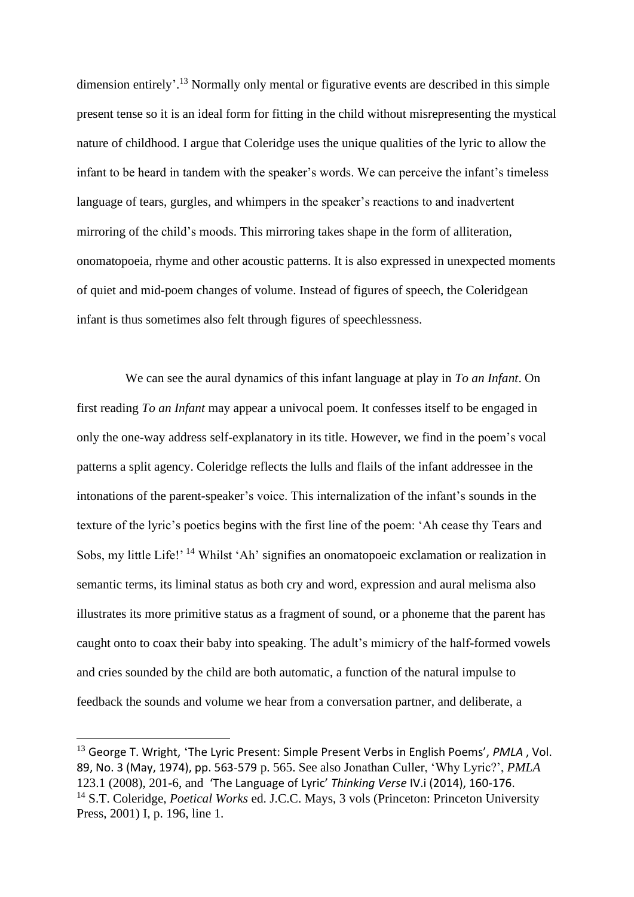dimension entirely'.[13] Normally only mental or figurative events are described in this simple present tense so it is an ideal form for fitting in the child without misrepresenting the mystical nature of childhood. I argue that Coleridge uses the unique qualities of the lyric to allow the infant to be heard in tandem with the speaker's words. We can perceive the infant's timeless language of tears, gurgles, and whimpers in the speaker's reactions to and inadvertent mirroring of the child's moods. This mirroring takes shape in the form of alliteration, onomatopoeia, rhyme and other acoustic patterns. It is also expressed in unexpected moments of quiet and mid-poem changes of volume. Instead of figures of speech, the Coleridgean infant is thus sometimes also felt through figures of speechlessness.

We can see the aural dynamics of this infant language at play in *To an Infant*. On first reading *To an Infant* may appear a univocal poem. It confesses itself to be engaged in only the one-way address self-explanatory in its title. However, we find in the poem's vocal patterns a split agency. Coleridge reflects the lulls and flails of the infant addressee in the intonations of the parent-speaker's voice. This internalization of the infant's sounds in the texture of the lyric's poetics begins with the first line of the poem: 'Ah cease thy Tears and Sobs, my little Life!' [14] Whilst 'Ah' signifies an onomatopoeic exclamation or realization in semantic terms, its liminal status as both cry and word, expression and aural melisma also illustrates its more primitive status as a fragment of sound, or a phoneme that the parent has caught onto to coax their baby into speaking. The adult's mimicry of the half-formed vowels and cries sounded by the child are both automatic, a function of the natural impulse to feedback the sounds and volume we hear from a conversation partner, and deliberate, a

---

[13] George T. Wright, 'The Lyric Present: Simple Present Verbs in English Poems', *PMLA* , Vol. 89, No. 3 (May, 1974), pp. 563-579 p. 565. See also Jonathan Culler, 'Why Lyric?', *PMLA* 123.1 (2008), 201-6, and 'The Language of Lyric' *Thinking Verse* IV.i (2014), 160-176.

[14] S.T. Coleridge, *Poetical Works* ed. J.C.C. Mays, 3 vols (Princeton: Princeton University Press, 2001) I, p. 196, line 1.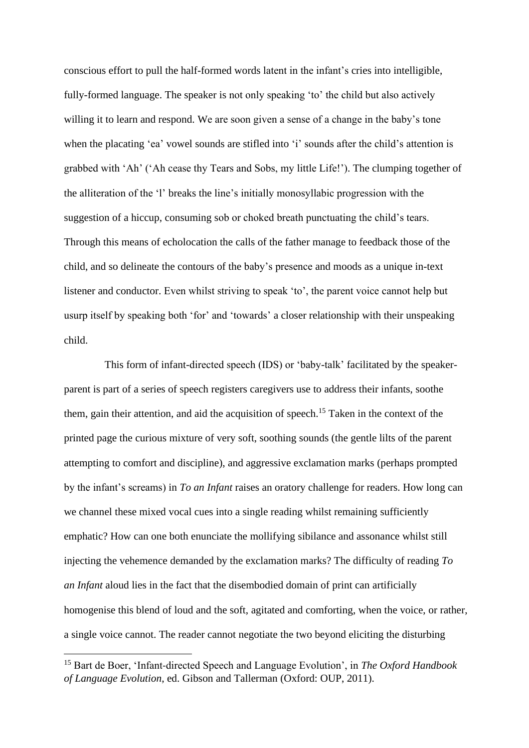conscious effort to pull the half-formed words latent in the infant's cries into intelligible, fully-formed language. The speaker is not only speaking 'to' the child but also actively willing it to learn and respond. We are soon given a sense of a change in the baby's tone when the placating 'ea' vowel sounds are stifled into 'i' sounds after the child's attention is grabbed with 'Ah' ('Ah cease thy Tears and Sobs, my little Life!'). The clumping together of the alliteration of the 'l' breaks the line's initially monosyllabic progression with the suggestion of a hiccup, consuming sob or choked breath punctuating the child's tears. Through this means of echolocation the calls of the father manage to feedback those of the child, and so delineate the contours of the baby's presence and moods as a unique in-text listener and conductor. Even whilst striving to speak 'to', the parent voice cannot help but usurp itself by speaking both 'for' and 'towards' a closer relationship with their unspeaking child.

This form of infant-directed speech (IDS) or 'baby-talk' facilitated by the speaker-parent is part of a series of speech registers caregivers use to address their infants, soothe them, gain their attention, and aid the acquisition of speech.[15] Taken in the context of the printed page the curious mixture of very soft, soothing sounds (the gentle lilts of the parent attempting to comfort and discipline), and aggressive exclamation marks (perhaps prompted by the infant's screams) in *To an Infant* raises an oratory challenge for readers. How long can we channel these mixed vocal cues into a single reading whilst remaining sufficiently emphatic? How can one both enunciate the mollifying sibilance and assonance whilst still injecting the vehemence demanded by the exclamation marks? The difficulty of reading *To an Infant* aloud lies in the fact that the disembodied domain of print can artificially homogenise this blend of loud and the soft, agitated and comforting, when the voice, or rather, a single voice cannot. The reader cannot negotiate the two beyond eliciting the disturbing

[15] Bart de Boer, 'Infant-directed Speech and Language Evolution', in *The Oxford Handbook of Language Evolution*, ed. Gibson and Tallerman (Oxford: OUP, 2011).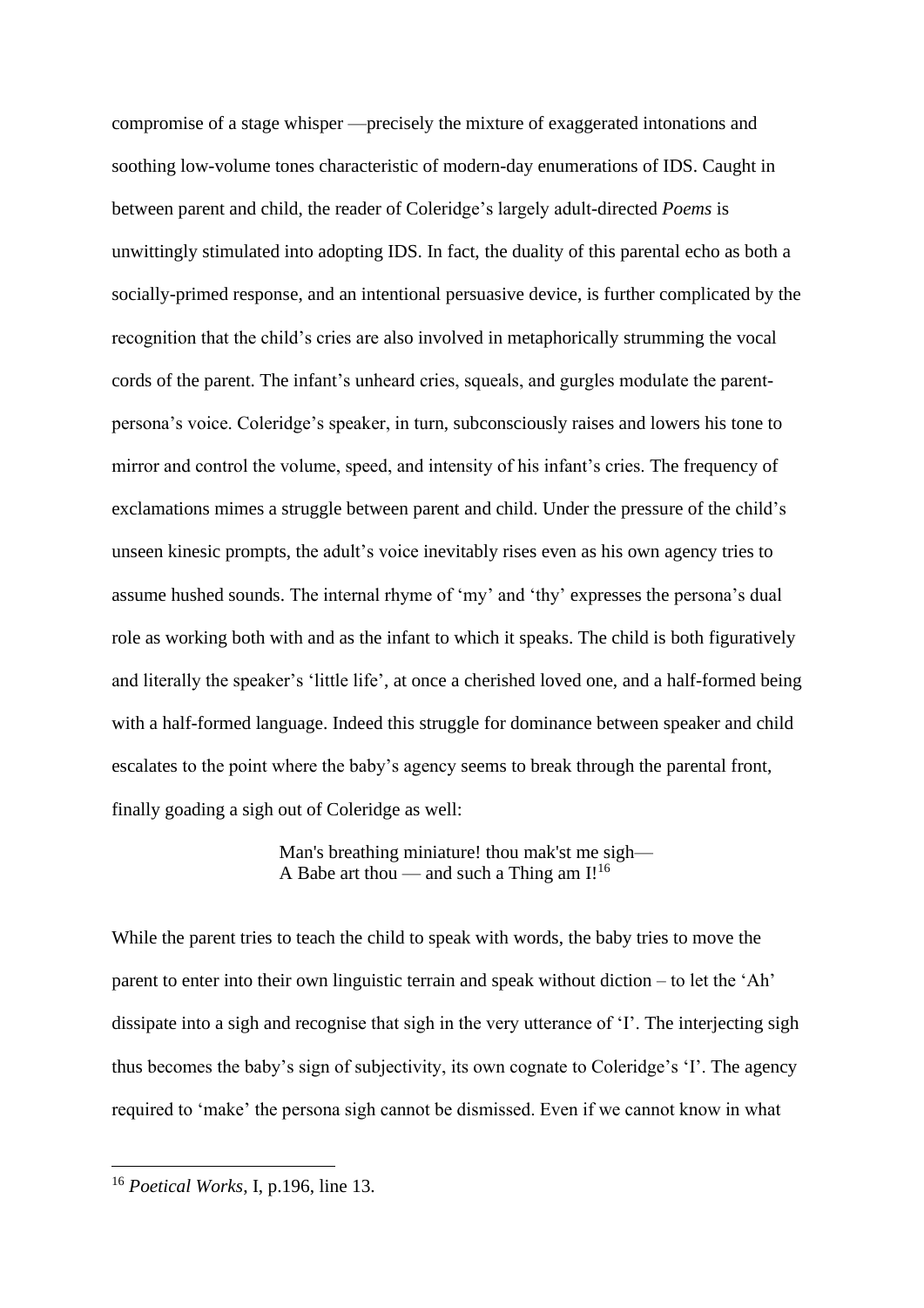compromise of a stage whisper —precisely the mixture of exaggerated intonations and soothing low-volume tones characteristic of modern-day enumerations of IDS. Caught in between parent and child, the reader of Coleridge's largely adult-directed *Poems* is unwittingly stimulated into adopting IDS. In fact, the duality of this parental echo as both a socially-primed response, and an intentional persuasive device, is further complicated by the recognition that the child's cries are also involved in metaphorically strumming the vocal cords of the parent. The infant's unheard cries, squeals, and gurgles modulate the parent-persona's voice. Coleridge's speaker, in turn, subconsciously raises and lowers his tone to mirror and control the volume, speed, and intensity of his infant's cries. The frequency of exclamations mimes a struggle between parent and child. Under the pressure of the child's unseen kinesic prompts, the adult's voice inevitably rises even as his own agency tries to assume hushed sounds. The internal rhyme of 'my' and 'thy' expresses the persona's dual role as working both with and as the infant to which it speaks. The child is both figuratively and literally the speaker's 'little life', at once a cherished loved one, and a half-formed being with a half-formed language. Indeed this struggle for dominance between speaker and child escalates to the point where the baby's agency seems to break through the parental front, finally goading a sigh out of Coleridge as well:

> Man's breathing miniature! thou mak'st me sigh—
> A Babe art thou — and such a Thing am I![16]

While the parent tries to teach the child to speak with words, the baby tries to move the parent to enter into their own linguistic terrain and speak without diction – to let the 'Ah' dissipate into a sigh and recognise that sigh in the very utterance of 'I'. The interjecting sigh thus becomes the baby's sign of subjectivity, its own cognate to Coleridge's 'I'. The agency required to 'make' the persona sigh cannot be dismissed. Even if we cannot know in what

---

[16] *Poetical Works*, I, p.196, line 13.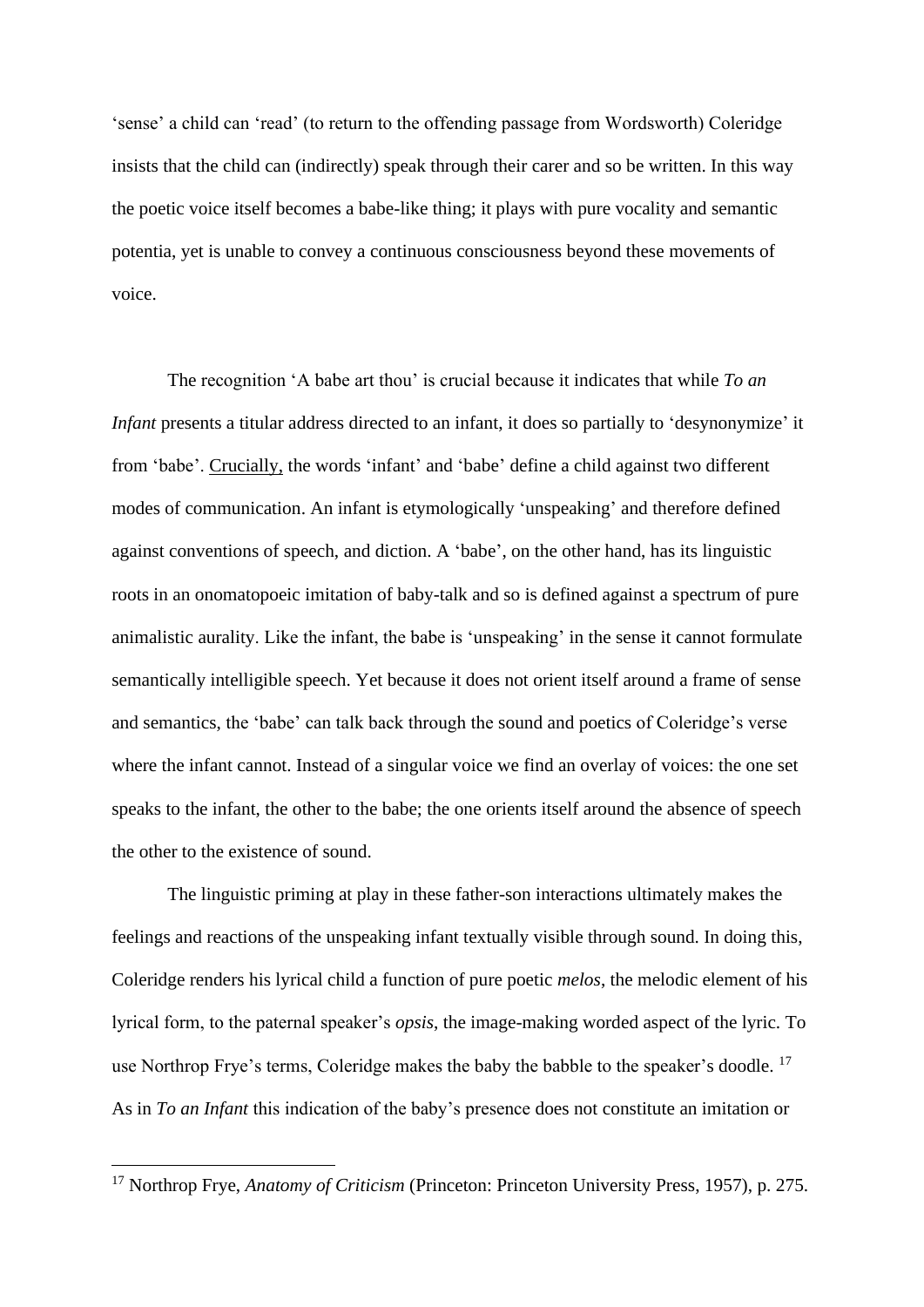'sense' a child can 'read' (to return to the offending passage from Wordsworth) Coleridge insists that the child can (indirectly) speak through their carer and so be written. In this way the poetic voice itself becomes a babe-like thing; it plays with pure vocality and semantic potentia, yet is unable to convey a continuous consciousness beyond these movements of voice.

The recognition 'A babe art thou' is crucial because it indicates that while *To an Infant* presents a titular address directed to an infant, it does so partially to 'desynonymize' it from 'babe'. Crucially, the words 'infant' and 'babe' define a child against two different modes of communication. An infant is etymologically 'unspeaking' and therefore defined against conventions of speech, and diction. A 'babe', on the other hand, has its linguistic roots in an onomatopoeic imitation of baby-talk and so is defined against a spectrum of pure animalistic aurality. Like the infant, the babe is 'unspeaking' in the sense it cannot formulate semantically intelligible speech. Yet because it does not orient itself around a frame of sense and semantics, the 'babe' can talk back through the sound and poetics of Coleridge's verse where the infant cannot. Instead of a singular voice we find an overlay of voices: the one set speaks to the infant, the other to the babe; the one orients itself around the absence of speech the other to the existence of sound.

The linguistic priming at play in these father-son interactions ultimately makes the feelings and reactions of the unspeaking infant textually visible through sound. In doing this, Coleridge renders his lyrical child a function of pure poetic *melos*, the melodic element of his lyrical form, to the paternal speaker's *opsis,* the image-making worded aspect of the lyric. To use Northrop Frye's terms, Coleridge makes the baby the babble to the speaker's doodle. [17] As in *To an Infant* this indication of the baby's presence does not constitute an imitation or

[17] Northrop Frye, *Anatomy of Criticism* (Princeton: Princeton University Press, 1957), p. 275.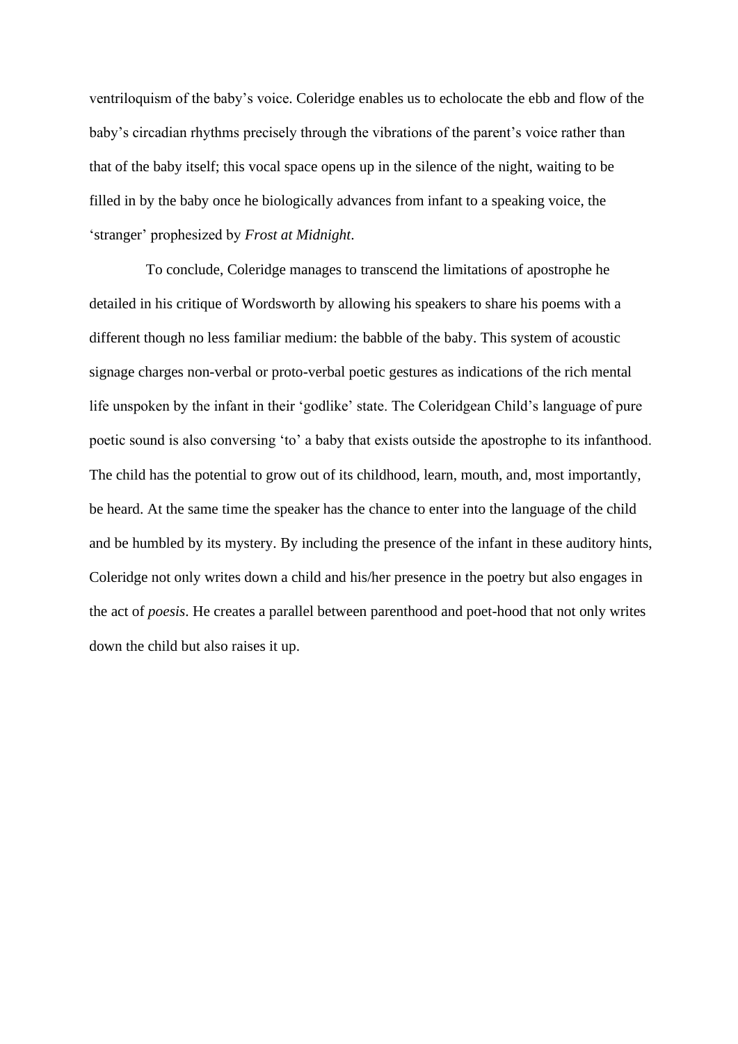ventriloquism of the baby's voice. Coleridge enables us to echolocate the ebb and flow of the baby's circadian rhythms precisely through the vibrations of the parent's voice rather than that of the baby itself; this vocal space opens up in the silence of the night, waiting to be filled in by the baby once he biologically advances from infant to a speaking voice, the 'stranger' prophesized by *Frost at Midnight*.

To conclude, Coleridge manages to transcend the limitations of apostrophe he detailed in his critique of Wordsworth by allowing his speakers to share his poems with a different though no less familiar medium: the babble of the baby. This system of acoustic signage charges non-verbal or proto-verbal poetic gestures as indications of the rich mental life unspoken by the infant in their 'godlike' state. The Coleridgean Child's language of pure poetic sound is also conversing 'to' a baby that exists outside the apostrophe to its infanthood. The child has the potential to grow out of its childhood, learn, mouth, and, most importantly, be heard. At the same time the speaker has the chance to enter into the language of the child and be humbled by its mystery. By including the presence of the infant in these auditory hints, Coleridge not only writes down a child and his/her presence in the poetry but also engages in the act of *poesis*. He creates a parallel between parenthood and poet-hood that not only writes down the child but also raises it up.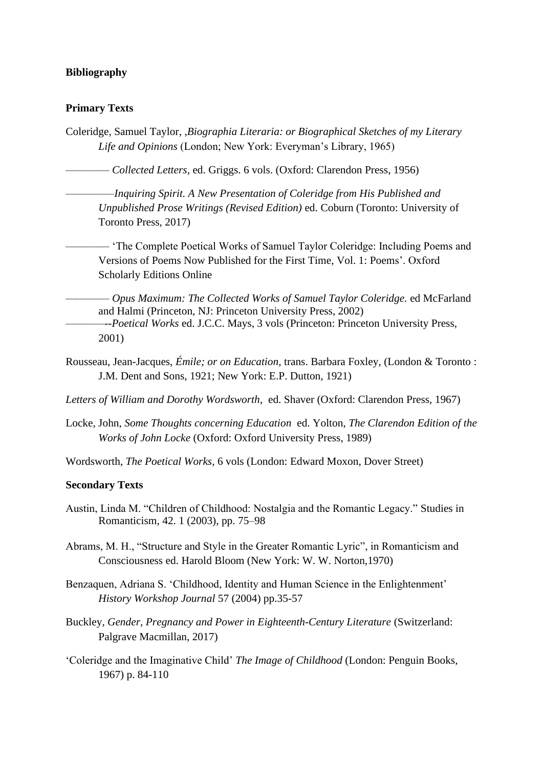**Bibliography**

**Primary Texts**

Coleridge, Samuel Taylor, ,*Biographia Literaria: or Biographical Sketches of my Literary Life and Opinions* (London; New York: Everyman's Library, 1965)

———— *Collected Letters*, ed. Griggs. 6 vols. (Oxford: Clarendon Press, 1956)

————*Inquiring Spirit. A New Presentation of Coleridge from His Published and Unpublished Prose Writings (Revised Edition)* ed. Coburn (Toronto: University of Toronto Press, 2017)

———— 'The Complete Poetical Works of Samuel Taylor Coleridge: Including Poems and Versions of Poems Now Published for the First Time, Vol. 1: Poems'. Oxford Scholarly Editions Online

———— *Opus Maximum: The Collected Works of Samuel Taylor Coleridge.* ed McFarland and Halmi (Princeton, NJ: Princeton University Press, 2002)

————-*Poetical Works* ed. J.C.C. Mays, 3 vols (Princeton: Princeton University Press, 2001)

Rousseau, Jean-Jacques, *Émile; or on Education*, trans. Barbara Foxley, (London & Toronto : J.M. Dent and Sons, 1921; New York: E.P. Dutton, 1921)

*Letters of William and Dorothy Wordsworth*, ed. Shaver (Oxford: Clarendon Press, 1967)

Locke, John, *Some Thoughts concerning Education* ed. Yolton, *The Clarendon Edition of the Works of John Locke* (Oxford: Oxford University Press, 1989)

Wordsworth, *The Poetical Works*, 6 vols (London: Edward Moxon, Dover Street)

**Secondary Texts**

Austin, Linda M. "Children of Childhood: Nostalgia and the Romantic Legacy." Studies in Romanticism, 42. 1 (2003), pp. 75–98

Abrams, M. H., "Structure and Style in the Greater Romantic Lyric", in Romanticism and Consciousness ed. Harold Bloom (New York: W. W. Norton,1970)

Benzaquen, Adriana S. 'Childhood, Identity and Human Science in the Enlightenment' *History Workshop Journal* 57 (2004) pp.35-57

Buckley, *Gender, Pregnancy and Power in Eighteenth-Century Literature* (Switzerland: Palgrave Macmillan, 2017)

'Coleridge and the Imaginative Child' *The Image of Childhood* (London: Penguin Books, 1967) p. 84-110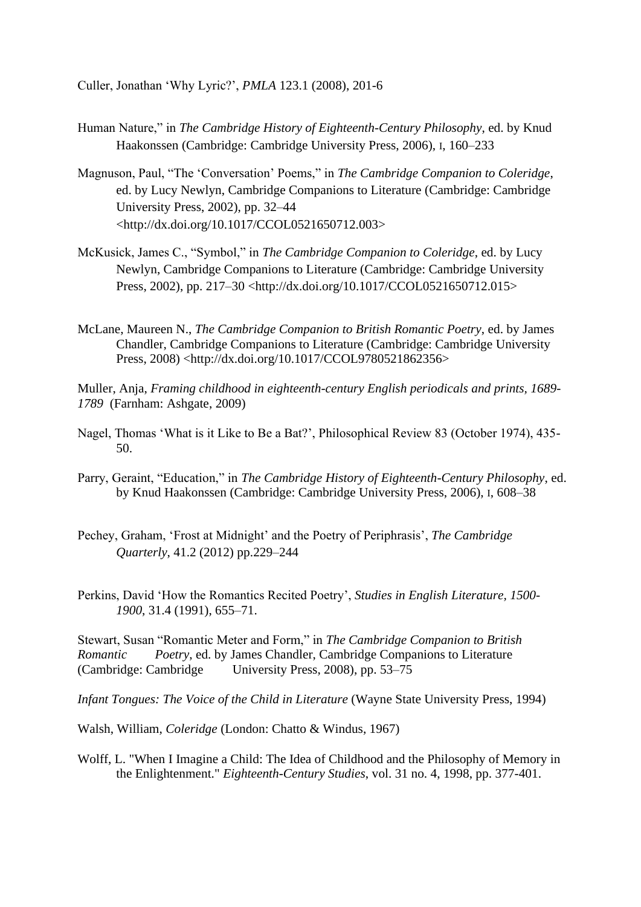Culler, Jonathan 'Why Lyric?', *PMLA* 123.1 (2008), 201-6

Human Nature," in *The Cambridge History of Eighteenth-Century Philosophy*, ed. by Knud Haakonssen (Cambridge: Cambridge University Press, 2006), I, 160–233

Magnuson, Paul, "The 'Conversation' Poems," in *The Cambridge Companion to Coleridge*, ed. by Lucy Newlyn, Cambridge Companions to Literature (Cambridge: Cambridge University Press, 2002), pp. 32–44 <http://dx.doi.org/10.1017/CCOL0521650712.003>

McKusick, James C., "Symbol," in *The Cambridge Companion to Coleridge*, ed. by Lucy Newlyn, Cambridge Companions to Literature (Cambridge: Cambridge University Press, 2002), pp. 217–30 <http://dx.doi.org/10.1017/CCOL0521650712.015>

McLane, Maureen N., *The Cambridge Companion to British Romantic Poetry*, ed. by James Chandler, Cambridge Companions to Literature (Cambridge: Cambridge University Press, 2008) <http://dx.doi.org/10.1017/CCOL9780521862356>

Muller, Anja, *Framing childhood in eighteenth-century English periodicals and prints, 1689-1789* (Farnham: Ashgate, 2009)

Nagel, Thomas 'What is it Like to Be a Bat?', Philosophical Review 83 (October 1974), 435-50.

Parry, Geraint, "Education," in *The Cambridge History of Eighteenth-Century Philosophy*, ed. by Knud Haakonssen (Cambridge: Cambridge University Press, 2006), I, 608–38

Pechey, Graham, 'Frost at Midnight' and the Poetry of Periphrasis', *The Cambridge Quarterly*, 41.2 (2012) pp.229–244

Perkins, David 'How the Romantics Recited Poetry', *Studies in English Literature, 1500-1900*, 31.4 (1991), 655–71.

Stewart, Susan "Romantic Meter and Form," in *The Cambridge Companion to British Romantic Poetry*, ed. by James Chandler, Cambridge Companions to Literature (Cambridge: Cambridge University Press, 2008), pp. 53–75

*Infant Tongues: The Voice of the Child in Literature* (Wayne State University Press, 1994)

Walsh, William, *Coleridge* (London: Chatto & Windus, 1967)

Wolff, L. "When I Imagine a Child: The Idea of Childhood and the Philosophy of Memory in the Enlightenment." *Eighteenth-Century Studies*, vol. 31 no. 4, 1998, pp. 377-401.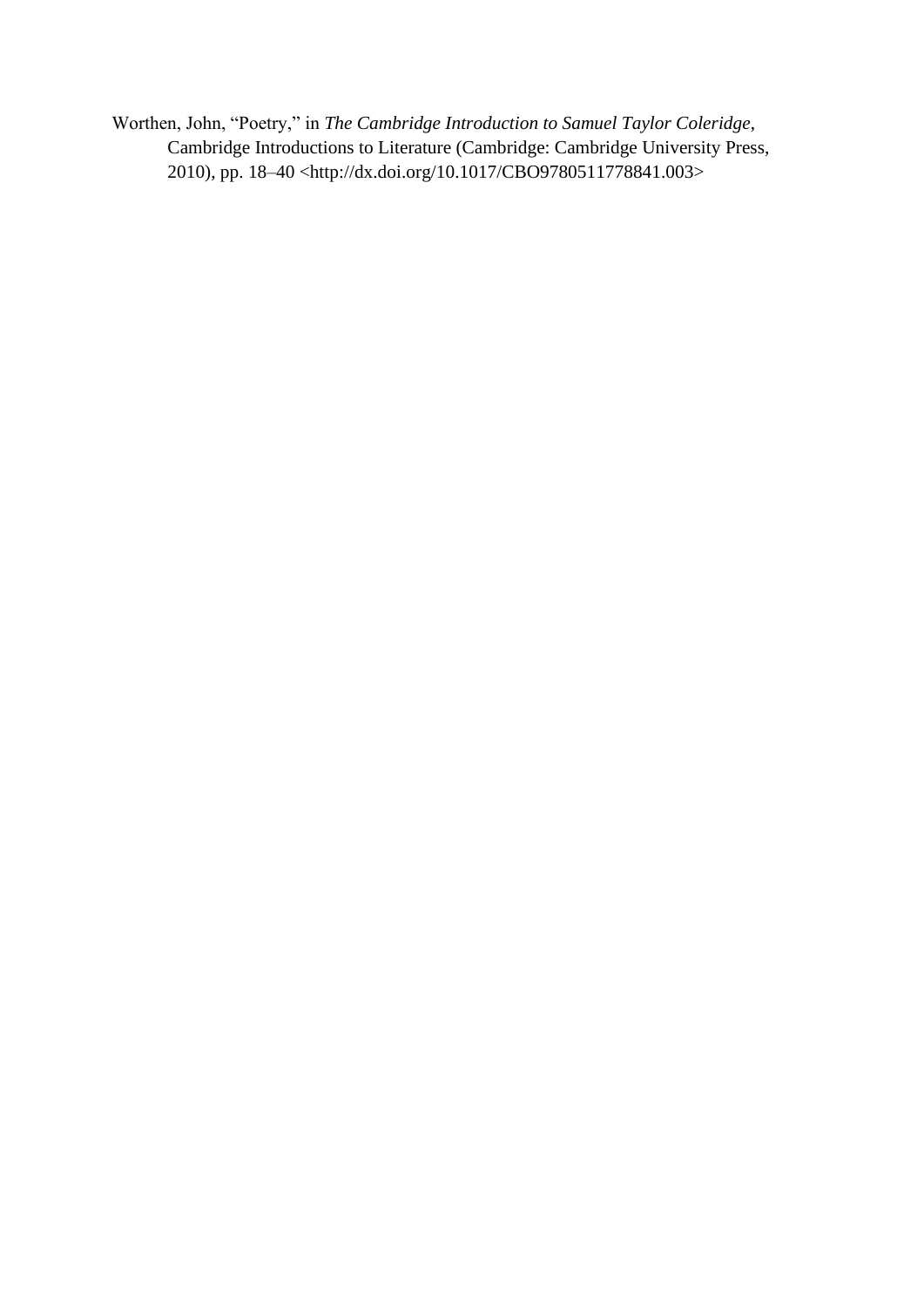Worthen, John, “Poetry,” in *The Cambridge Introduction to Samuel Taylor Coleridge*, Cambridge Introductions to Literature (Cambridge: Cambridge University Press, 2010), pp. 18–40 <http://dx.doi.org/10.1017/CBO9780511778841.003>